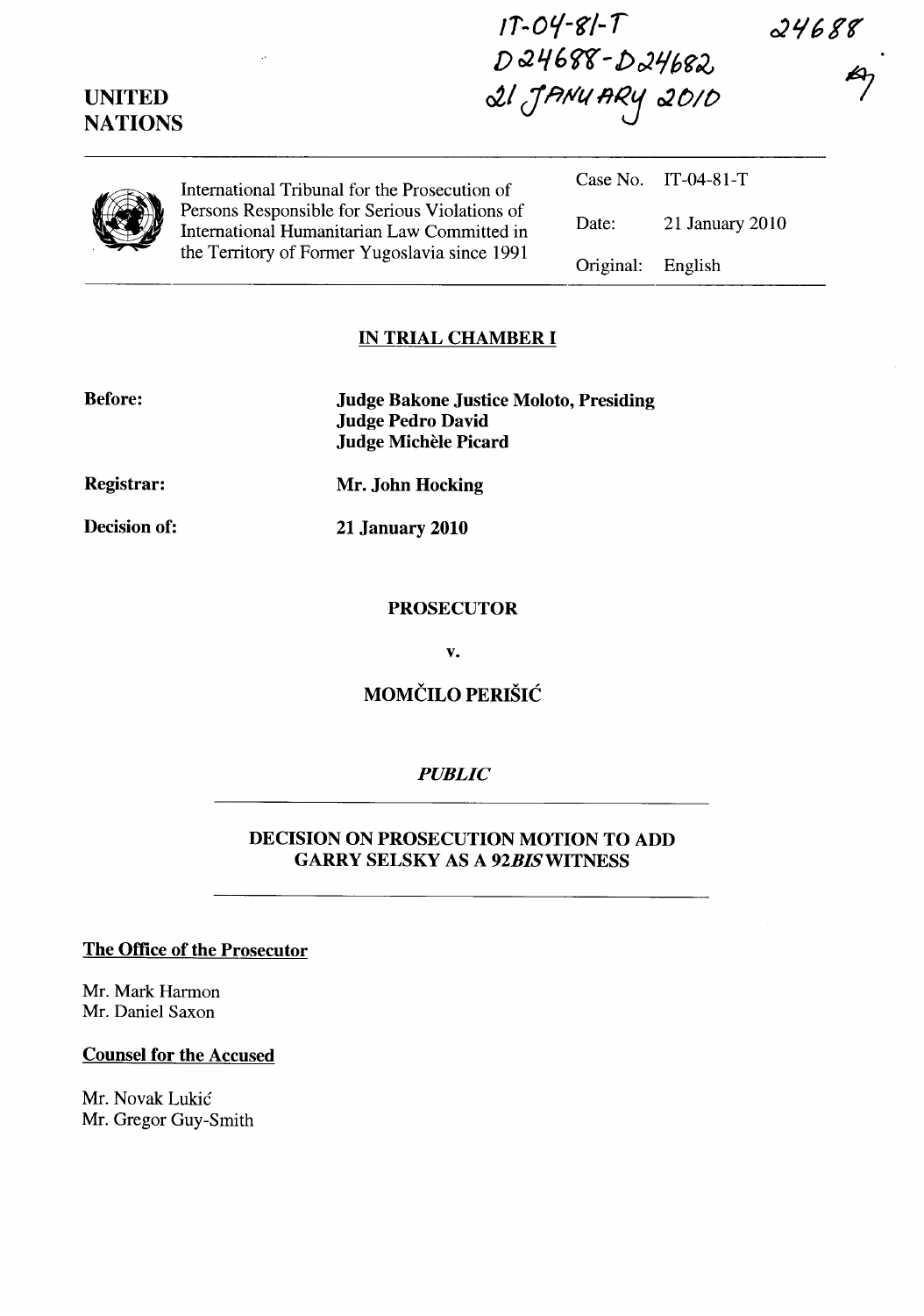IT-04-81-T
D24688-D24682
21 JANUARY 2010

24688

**UNITED NATIONS**

International Tribunal for the Prosecution of Persons Responsible for Serious Violations of International Humanitarian Law Committed in the Territory of Former Yugoslavia since 1991

| | |
|---|---|
| Case No. | IT-04-81-T |
| Date: | 21 January 2010 |
| Original: | English |

## IN TRIAL CHAMBER I

**Before:** **Judge Bakone Justice Moloto, Presiding**
**Judge Pedro David**
**Judge Michèle Picard**

**Registrar:** **Mr. John Hocking**

**Decision of:** **21 January 2010**

**PROSECUTOR**

**v.**

**MOMČILO PERIŠIĆ**

*PUBLIC*

**DECISION ON PROSECUTION MOTION TO ADD GARRY SELSKY AS A 92*BIS* WITNESS**

**The Office of the Prosecutor**

Mr. Mark Harmon
Mr. Daniel Saxon

**Counsel for the Accused**

Mr. Novak Lukić
Mr. Gregor Guy-Smith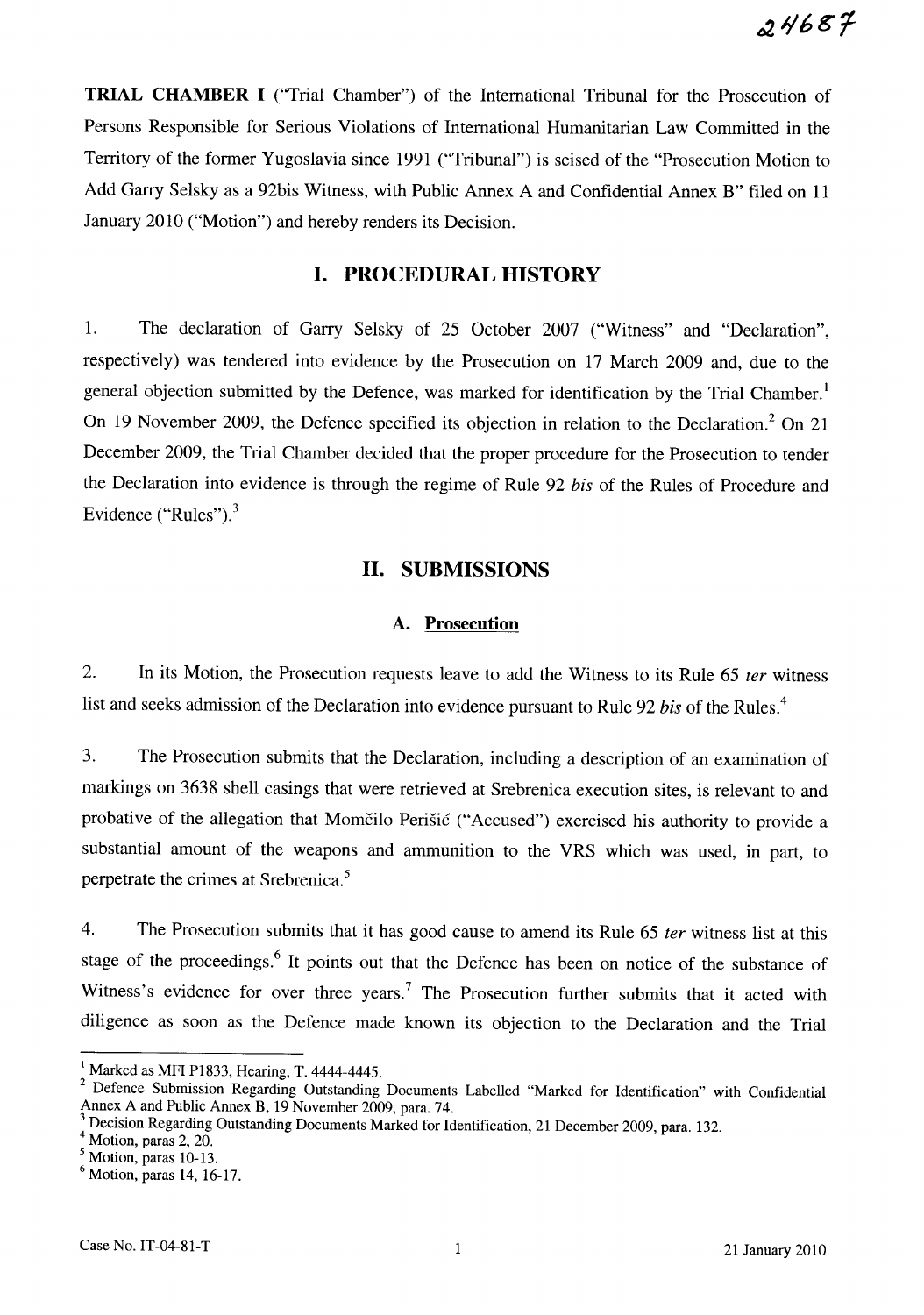**TRIAL CHAMBER I** ("Trial Chamber") of the International Tribunal for the Prosecution of Persons Responsible for Serious Violations of International Humanitarian Law Committed in the Territory of the former Yugoslavia since 1991 ("Tribunal") is seised of the "Prosecution Motion to Add Garry Selsky as a 92bis Witness, with Public Annex A and Confidential Annex B" filed on 11 January 2010 ("Motion") and hereby renders its Decision.

# I. PROCEDURAL HISTORY

1. The declaration of Garry Selsky of 25 October 2007 ("Witness" and "Declaration", respectively) was tendered into evidence by the Prosecution on 17 March 2009 and, due to the general objection submitted by the Defence, was marked for identification by the Trial Chamber.[1] On 19 November 2009, the Defence specified its objection in relation to the Declaration.[2] On 21 December 2009, the Trial Chamber decided that the proper procedure for the Prosecution to tender the Declaration into evidence is through the regime of Rule 92 *bis* of the Rules of Procedure and Evidence ("Rules").[3]

# II. SUBMISSIONS

## A. Prosecution

2. In its Motion, the Prosecution requests leave to add the Witness to its Rule 65 *ter* witness list and seeks admission of the Declaration into evidence pursuant to Rule 92 *bis* of the Rules.[4]

3. The Prosecution submits that the Declaration, including a description of an examination of markings on 3638 shell casings that were retrieved at Srebrenica execution sites, is relevant to and probative of the allegation that Momčilo Perišić ("Accused") exercised his authority to provide a substantial amount of the weapons and ammunition to the VRS which was used, in part, to perpetrate the crimes at Srebrenica.[5]

4. The Prosecution submits that it has good cause to amend its Rule 65 *ter* witness list at this stage of the proceedings.[6] It points out that the Defence has been on notice of the substance of Witness's evidence for over three years.[7] The Prosecution further submits that it acted with diligence as soon as the Defence made known its objection to the Declaration and the Trial

---

[1] Marked as MFI P1833, Hearing, T. 4444-4445.

[2] Defence Submission Regarding Outstanding Documents Labelled "Marked for Identification" with Confidential Annex A and Public Annex B, 19 November 2009, para. 74.

[3] Decision Regarding Outstanding Documents Marked for Identification, 21 December 2009, para. 132.

[4] Motion, paras 2, 20.

[5] Motion, paras 10-13.

[6] Motion, paras 14, 16-17.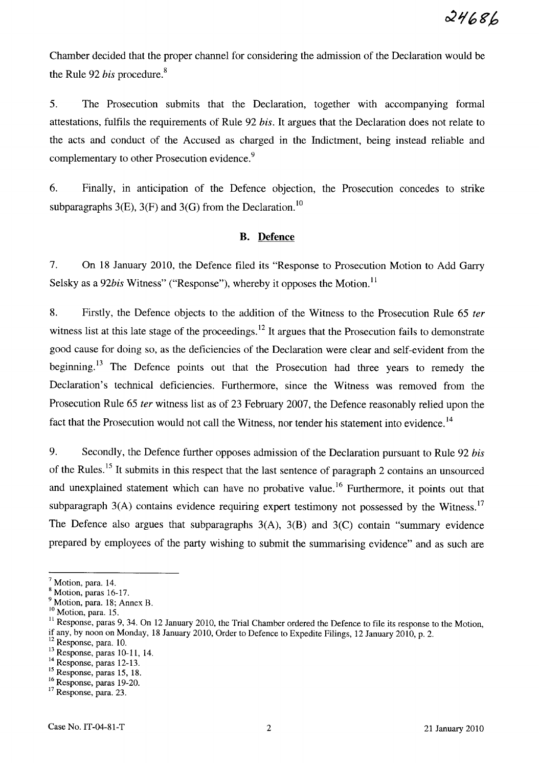Chamber decided that the proper channel for considering the admission of the Declaration would be the Rule 92 *bis* procedure.[8]

5. The Prosecution submits that the Declaration, together with accompanying formal attestations, fulfils the requirements of Rule 92 *bis*. It argues that the Declaration does not relate to the acts and conduct of the Accused as charged in the Indictment, being instead reliable and complementary to other Prosecution evidence.[9]

6. Finally, in anticipation of the Defence objection, the Prosecution concedes to strike subparagraphs 3(E), 3(F) and 3(G) from the Declaration.[10]

### B. Defence

7. On 18 January 2010, the Defence filed its "Response to Prosecution Motion to Add Garry Selsky as a *92bis* Witness" ("Response"), whereby it opposes the Motion.[11]

8. Firstly, the Defence objects to the addition of the Witness to the Prosecution Rule 65 *ter* witness list at this late stage of the proceedings.[12] It argues that the Prosecution fails to demonstrate good cause for doing so, as the deficiencies of the Declaration were clear and self-evident from the beginning.[13] The Defence points out that the Prosecution had three years to remedy the Declaration's technical deficiencies. Furthermore, since the Witness was removed from the Prosecution Rule 65 *ter* witness list as of 23 February 2007, the Defence reasonably relied upon the fact that the Prosecution would not call the Witness, nor tender his statement into evidence.[14]

9. Secondly, the Defence further opposes admission of the Declaration pursuant to Rule 92 *bis* of the Rules.[15] It submits in this respect that the last sentence of paragraph 2 contains an unsourced and unexplained statement which can have no probative value.[16] Furthermore, it points out that subparagraph 3(A) contains evidence requiring expert testimony not possessed by the Witness.[17] The Defence also argues that subparagraphs 3(A), 3(B) and 3(C) contain "summary evidence prepared by employees of the party wishing to submit the summarising evidence" and as such are

---

[7] Motion, para. 14.
[8] Motion, paras 16-17.
[9] Motion, para. 18; Annex B.
[10] Motion, para. 15.
[11] Response, paras 9, 34. On 12 January 2010, the Trial Chamber ordered the Defence to file its response to the Motion, if any, by noon on Monday, 18 January 2010, Order to Defence to Expedite Filings, 12 January 2010, p. 2.
[12] Response, para. 10.
[13] Response, paras 10-11, 14.
[14] Response, paras 12-13.
[15] Response, paras 15, 18.
[16] Response, paras 19-20.
[17] Response, para. 23.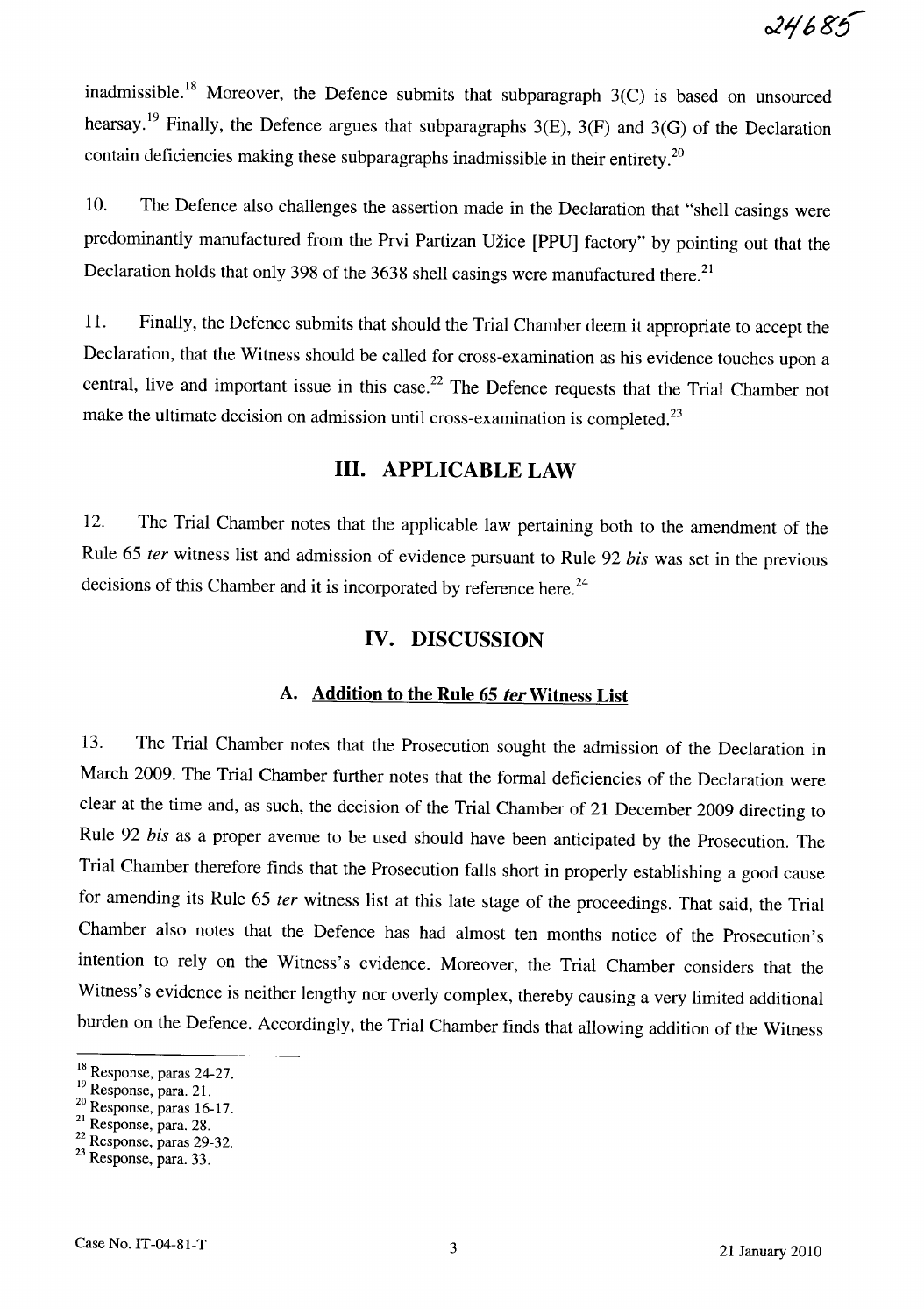inadmissible.[18] Moreover, the Defence submits that subparagraph 3(C) is based on unsourced hearsay.[19] Finally, the Defence argues that subparagraphs 3(E), 3(F) and 3(G) of the Declaration contain deficiencies making these subparagraphs inadmissible in their entirety.[20]

10. The Defence also challenges the assertion made in the Declaration that "shell casings were predominantly manufactured from the Prvi Partizan Užice [PPU] factory" by pointing out that the Declaration holds that only 398 of the 3638 shell casings were manufactured there.[21]

11. Finally, the Defence submits that should the Trial Chamber deem it appropriate to accept the Declaration, that the Witness should be called for cross-examination as his evidence touches upon a central, live and important issue in this case.[22] The Defence requests that the Trial Chamber not make the ultimate decision on admission until cross-examination is completed.[23]

## III. APPLICABLE LAW

12. The Trial Chamber notes that the applicable law pertaining both to the amendment of the Rule 65 *ter* witness list and admission of evidence pursuant to Rule 92 *bis* was set in the previous decisions of this Chamber and it is incorporated by reference here.[24]

## IV. DISCUSSION

### A. Addition to the Rule 65 *ter* Witness List

13. The Trial Chamber notes that the Prosecution sought the admission of the Declaration in March 2009. The Trial Chamber further notes that the formal deficiencies of the Declaration were clear at the time and, as such, the decision of the Trial Chamber of 21 December 2009 directing to Rule 92 *bis* as a proper avenue to be used should have been anticipated by the Prosecution. The Trial Chamber therefore finds that the Prosecution falls short in properly establishing a good cause for amending its Rule 65 *ter* witness list at this late stage of the proceedings. That said, the Trial Chamber also notes that the Defence has had almost ten months notice of the Prosecution's intention to rely on the Witness's evidence. Moreover, the Trial Chamber considers that the Witness's evidence is neither lengthy nor overly complex, thereby causing a very limited additional burden on the Defence. Accordingly, the Trial Chamber finds that allowing addition of the Witness

---

[18] Response, paras 24-27.
[19] Response, para. 21.
[20] Response, paras 16-17.
[21] Response, para. 28.
[22] Response, paras 29-32.
[23] Response, para. 33.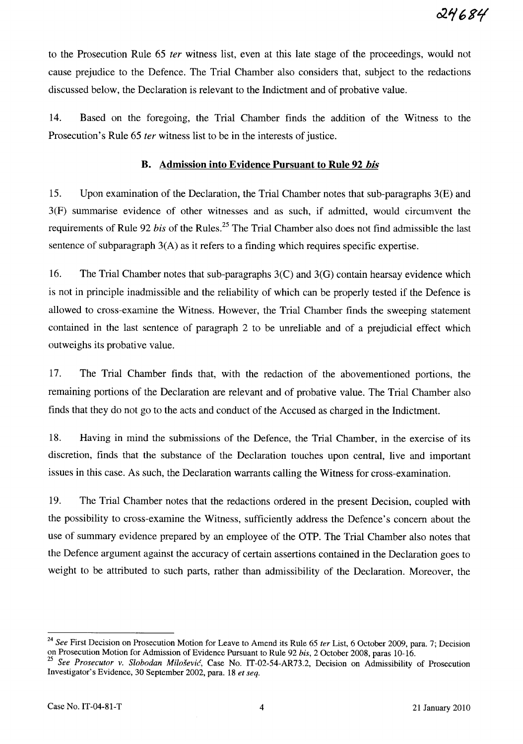to the Prosecution Rule 65 *ter* witness list, even at this late stage of the proceedings, would not cause prejudice to the Defence. The Trial Chamber also considers that, subject to the redactions discussed below, the Declaration is relevant to the Indictment and of probative value.

14. Based on the foregoing, the Trial Chamber finds the addition of the Witness to the Prosecution's Rule 65 *ter* witness list to be in the interests of justice.

### B. Admission into Evidence Pursuant to Rule 92 *bis*

15. Upon examination of the Declaration, the Trial Chamber notes that sub-paragraphs 3(E) and 3(F) summarise evidence of other witnesses and as such, if admitted, would circumvent the requirements of Rule 92 *bis* of the Rules.[25] The Trial Chamber also does not find admissible the last sentence of subparagraph 3(A) as it refers to a finding which requires specific expertise.

16. The Trial Chamber notes that sub-paragraphs 3(C) and 3(G) contain hearsay evidence which is not in principle inadmissible and the reliability of which can be properly tested if the Defence is allowed to cross-examine the Witness. However, the Trial Chamber finds the sweeping statement contained in the last sentence of paragraph 2 to be unreliable and of a prejudicial effect which outweighs its probative value.

17. The Trial Chamber finds that, with the redaction of the abovementioned portions, the remaining portions of the Declaration are relevant and of probative value. The Trial Chamber also finds that they do not go to the acts and conduct of the Accused as charged in the Indictment.

18. Having in mind the submissions of the Defence, the Trial Chamber, in the exercise of its discretion, finds that the substance of the Declaration touches upon central, live and important issues in this case. As such, the Declaration warrants calling the Witness for cross-examination.

19. The Trial Chamber notes that the redactions ordered in the present Decision, coupled with the possibility to cross-examine the Witness, sufficiently address the Defence's concern about the use of summary evidence prepared by an employee of the OTP. The Trial Chamber also notes that the Defence argument against the accuracy of certain assertions contained in the Declaration goes to weight to be attributed to such parts, rather than admissibility of the Declaration. Moreover, the

---

[24] *See* First Decision on Prosecution Motion for Leave to Amend its Rule 65 *ter* List, 6 October 2009, para. 7; Decision on Prosecution Motion for Admission of Evidence Pursuant to Rule 92 *bis*, 2 October 2008, paras 10-16.

[25] *See Prosecutor v. Slobodan Milošević*, Case No. IT-02-54-AR73.2, Decision on Admissibility of Prosecution Investigator's Evidence, 30 September 2002, para. 18 *et seq.*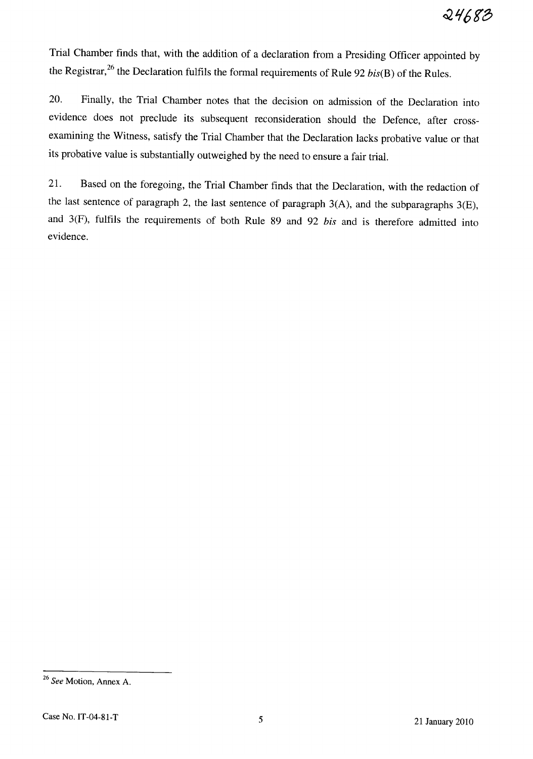Trial Chamber finds that, with the addition of a declaration from a Presiding Officer appointed by the Registrar,[26] the Declaration fulfils the formal requirements of Rule 92 *bis*(B) of the Rules.

20. Finally, the Trial Chamber notes that the decision on admission of the Declaration into evidence does not preclude its subsequent reconsideration should the Defence, after cross-examining the Witness, satisfy the Trial Chamber that the Declaration lacks probative value or that its probative value is substantially outweighed by the need to ensure a fair trial.

21. Based on the foregoing, the Trial Chamber finds that the Declaration, with the redaction of the last sentence of paragraph 2, the last sentence of paragraph 3(A), and the subparagraphs 3(E), and 3(F), fulfils the requirements of both Rule 89 and 92 *bis* and is therefore admitted into evidence.

---

[26] *See* Motion, Annex A.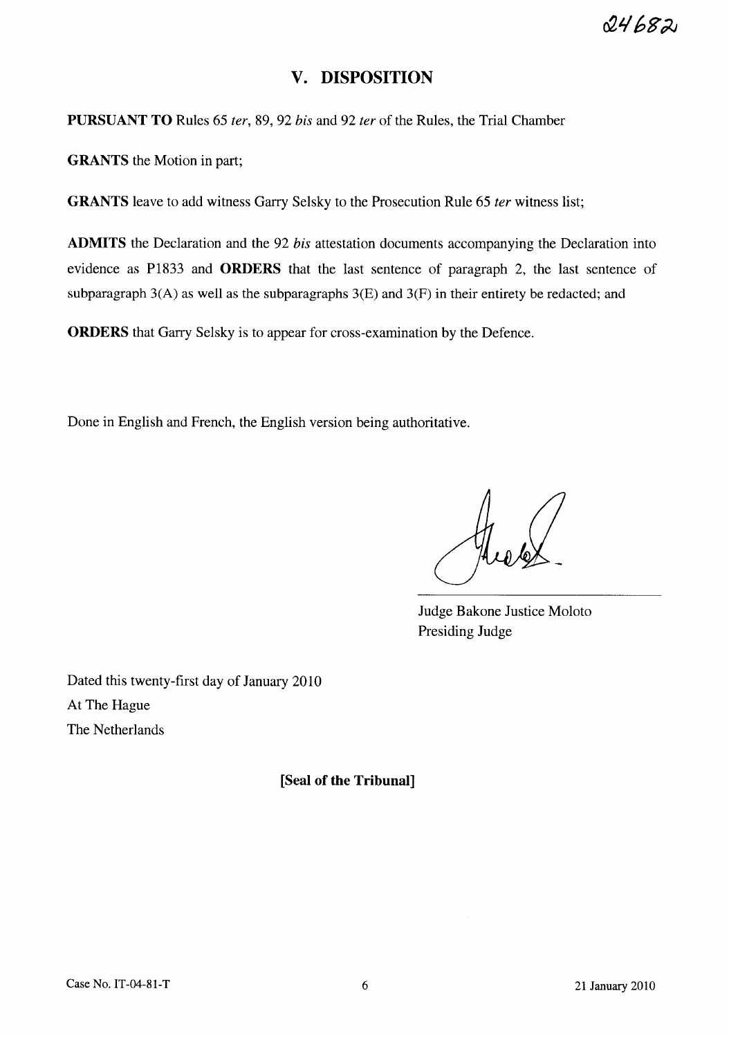## V. DISPOSITION

**PURSUANT TO** Rules 65 *ter*, 89, 92 *bis* and 92 *ter* of the Rules, the Trial Chamber

**GRANTS** the Motion in part;

**GRANTS** leave to add witness Garry Selsky to the Prosecution Rule 65 *ter* witness list;

**ADMITS** the Declaration and the 92 *bis* attestation documents accompanying the Declaration into evidence as P1833 and **ORDERS** that the last sentence of paragraph 2, the last sentence of subparagraph 3(A) as well as the subparagraphs 3(E) and 3(F) in their entirety be redacted; and

**ORDERS** that Garry Selsky is to appear for cross-examination by the Defence.

Done in English and French, the English version being authoritative.

Judge Bakone Justice Moloto
Presiding Judge

Dated this twenty-first day of January 2010
At The Hague
The Netherlands

**[Seal of the Tribunal]**